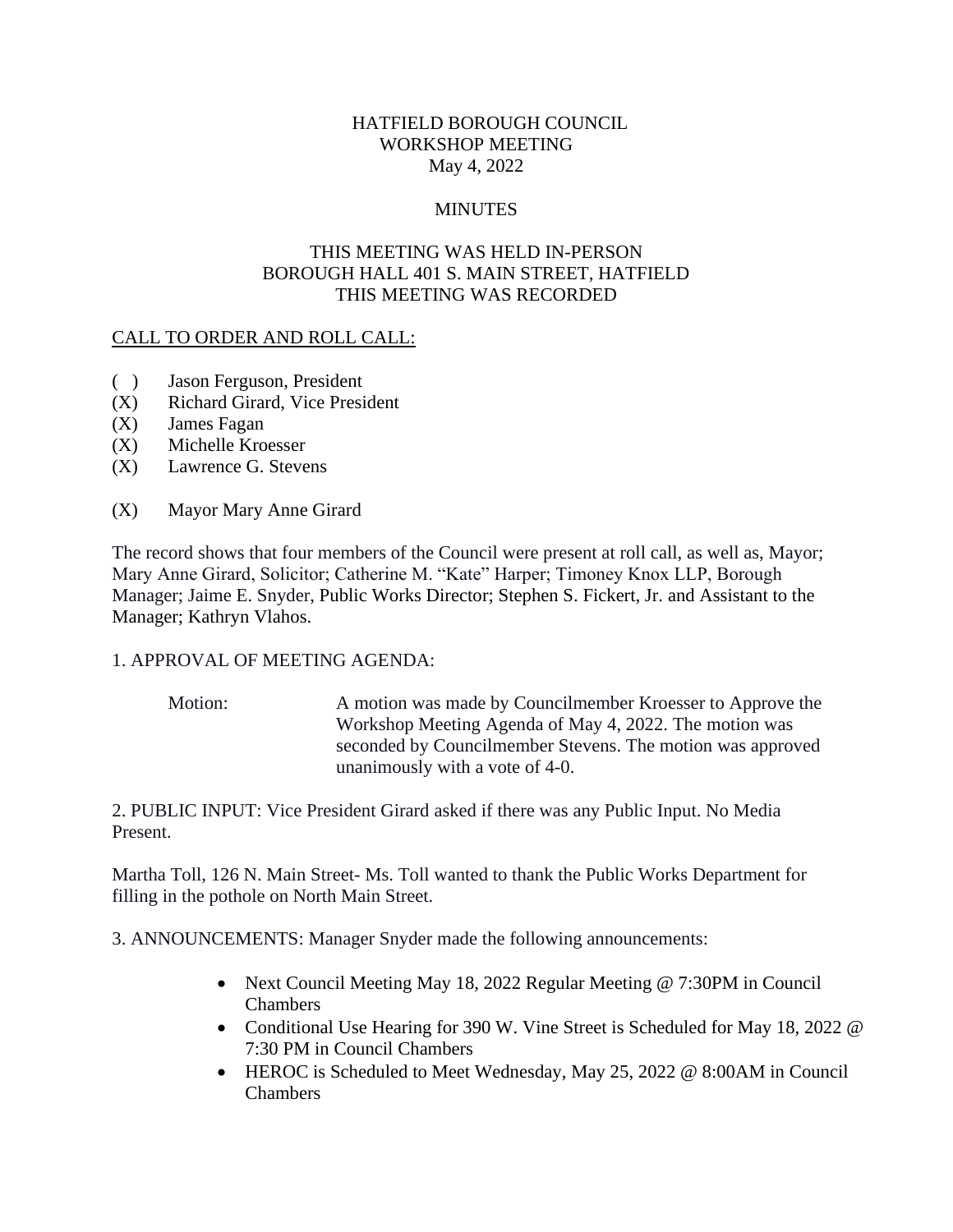# HATFIELD BOROUGH COUNCIL
## WORKSHOP MEETING
### May 4, 2022

### MINUTES

THIS MEETING WAS HELD IN-PERSON
BOROUGH HALL 401 S. MAIN STREET, HATFIELD
THIS MEETING WAS RECORDED

<u>CALL TO ORDER AND ROLL CALL:</u>

( ) Jason Ferguson, President
(X) Richard Girard, Vice President
(X) James Fagan
(X) Michelle Kroesser
(X) Lawrence G. Stevens

(X) Mayor Mary Anne Girard

The record shows that four members of the Council were present at roll call, as well as, Mayor; Mary Anne Girard, Solicitor; Catherine M. "Kate" Harper; Timoney Knox LLP, Borough Manager; Jaime E. Snyder, Public Works Director; Stephen S. Fickert, Jr. and Assistant to the Manager; Kathryn Vlahos.

1. APPROVAL OF MEETING AGENDA:

Motion: A motion was made by Councilmember Kroesser to Approve the Workshop Meeting Agenda of May 4, 2022. The motion was seconded by Councilmember Stevens. The motion was approved unanimously with a vote of 4-0.

2. PUBLIC INPUT: Vice President Girard asked if there was any Public Input. No Media Present.

Martha Toll, 126 N. Main Street- Ms. Toll wanted to thank the Public Works Department for filling in the pothole on North Main Street.

3. ANNOUNCEMENTS: Manager Snyder made the following announcements:

- Next Council Meeting May 18, 2022 Regular Meeting @ 7:30PM in Council Chambers
- Conditional Use Hearing for 390 W. Vine Street is Scheduled for May 18, 2022 @ 7:30 PM in Council Chambers
- HEROC is Scheduled to Meet Wednesday, May 25, 2022 @ 8:00AM in Council Chambers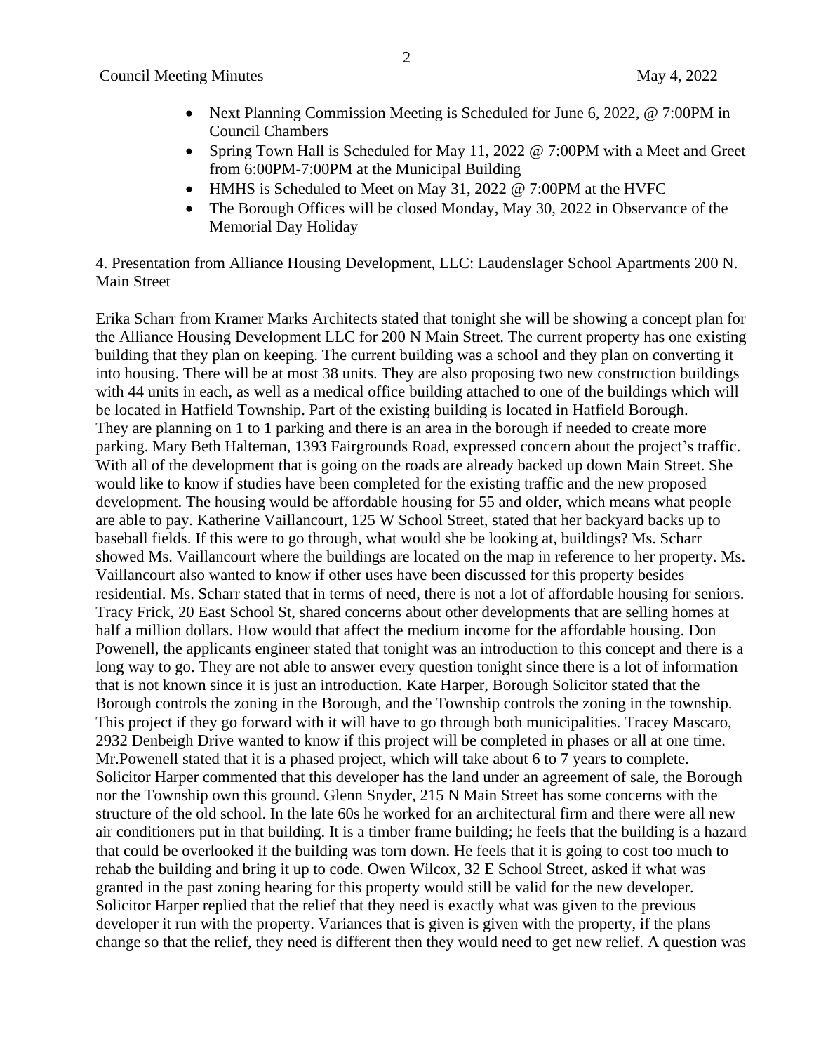- Next Planning Commission Meeting is Scheduled for June 6, 2022, @ 7:00PM in Council Chambers
- Spring Town Hall is Scheduled for May 11, 2022 @ 7:00PM with a Meet and Greet from 6:00PM-7:00PM at the Municipal Building
- HMHS is Scheduled to Meet on May 31, 2022 @ 7:00PM at the HVFC
- The Borough Offices will be closed Monday, May 30, 2022 in Observance of the Memorial Day Holiday

4. Presentation from Alliance Housing Development, LLC: Laudenslager School Apartments 200 N. Main Street

Erika Scharr from Kramer Marks Architects stated that tonight she will be showing a concept plan for the Alliance Housing Development LLC for 200 N Main Street. The current property has one existing building that they plan on keeping. The current building was a school and they plan on converting it into housing. There will be at most 38 units. They are also proposing two new construction buildings with 44 units in each, as well as a medical office building attached to one of the buildings which will be located in Hatfield Township. Part of the existing building is located in Hatfield Borough. They are planning on 1 to 1 parking and there is an area in the borough if needed to create more parking. Mary Beth Halteman, 1393 Fairgrounds Road, expressed concern about the project's traffic. With all of the development that is going on the roads are already backed up down Main Street. She would like to know if studies have been completed for the existing traffic and the new proposed development. The housing would be affordable housing for 55 and older, which means what people are able to pay. Katherine Vaillancourt, 125 W School Street, stated that her backyard backs up to baseball fields. If this were to go through, what would she be looking at, buildings? Ms. Scharr showed Ms. Vaillancourt where the buildings are located on the map in reference to her property. Ms. Vaillancourt also wanted to know if other uses have been discussed for this property besides residential. Ms. Scharr stated that in terms of need, there is not a lot of affordable housing for seniors. Tracy Frick, 20 East School St, shared concerns about other developments that are selling homes at half a million dollars. How would that affect the medium income for the affordable housing. Don Powenell, the applicants engineer stated that tonight was an introduction to this concept and there is a long way to go. They are not able to answer every question tonight since there is a lot of information that is not known since it is just an introduction. Kate Harper, Borough Solicitor stated that the Borough controls the zoning in the Borough, and the Township controls the zoning in the township. This project if they go forward with it will have to go through both municipalities. Tracey Mascaro, 2932 Denbeigh Drive wanted to know if this project will be completed in phases or all at one time. Mr.Powenell stated that it is a phased project, which will take about 6 to 7 years to complete. Solicitor Harper commented that this developer has the land under an agreement of sale, the Borough nor the Township own this ground. Glenn Snyder, 215 N Main Street has some concerns with the structure of the old school. In the late 60s he worked for an architectural firm and there were all new air conditioners put in that building. It is a timber frame building; he feels that the building is a hazard that could be overlooked if the building was torn down. He feels that it is going to cost too much to rehab the building and bring it up to code. Owen Wilcox, 32 E School Street, asked if what was granted in the past zoning hearing for this property would still be valid for the new developer. Solicitor Harper replied that the relief that they need is exactly what was given to the previous developer it run with the property. Variances that is given is given with the property, if the plans change so that the relief, they need is different then they would need to get new relief. A question was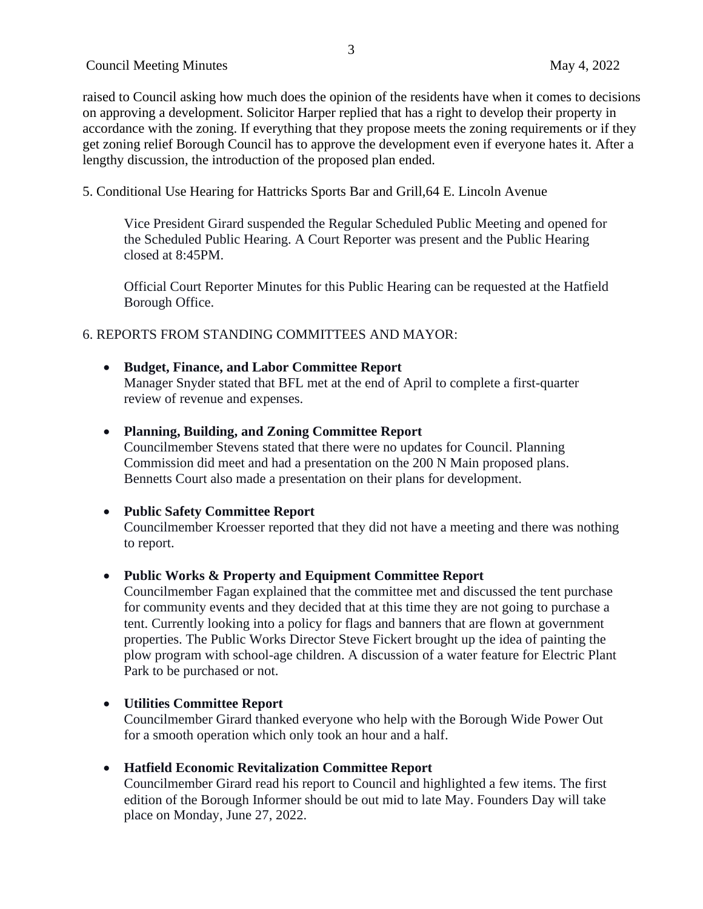raised to Council asking how much does the opinion of the residents have when it comes to decisions on approving a development. Solicitor Harper replied that has a right to develop their property in accordance with the zoning. If everything that they propose meets the zoning requirements or if they get zoning relief Borough Council has to approve the development even if everyone hates it. After a lengthy discussion, the introduction of the proposed plan ended.

5. Conditional Use Hearing for Hattricks Sports Bar and Grill,64 E. Lincoln Avenue

Vice President Girard suspended the Regular Scheduled Public Meeting and opened for the Scheduled Public Hearing. A Court Reporter was present and the Public Hearing closed at 8:45PM.

Official Court Reporter Minutes for this Public Hearing can be requested at the Hatfield Borough Office.

6. REPORTS FROM STANDING COMMITTEES AND MAYOR:

- **Budget, Finance, and Labor Committee Report**
  Manager Snyder stated that BFL met at the end of April to complete a first-quarter review of revenue and expenses.

- **Planning, Building, and Zoning Committee Report**
  Councilmember Stevens stated that there were no updates for Council. Planning Commission did meet and had a presentation on the 200 N Main proposed plans. Bennetts Court also made a presentation on their plans for development.

- **Public Safety Committee Report**
  Councilmember Kroesser reported that they did not have a meeting and there was nothing to report.

- **Public Works & Property and Equipment Committee Report**
  Councilmember Fagan explained that the committee met and discussed the tent purchase for community events and they decided that at this time they are not going to purchase a tent. Currently looking into a policy for flags and banners that are flown at government properties. The Public Works Director Steve Fickert brought up the idea of painting the plow program with school-age children. A discussion of a water feature for Electric Plant Park to be purchased or not.

- **Utilities Committee Report**
  Councilmember Girard thanked everyone who help with the Borough Wide Power Out for a smooth operation which only took an hour and a half.

- **Hatfield Economic Revitalization Committee Report**
  Councilmember Girard read his report to Council and highlighted a few items. The first edition of the Borough Informer should be out mid to late May. Founders Day will take place on Monday, June 27, 2022.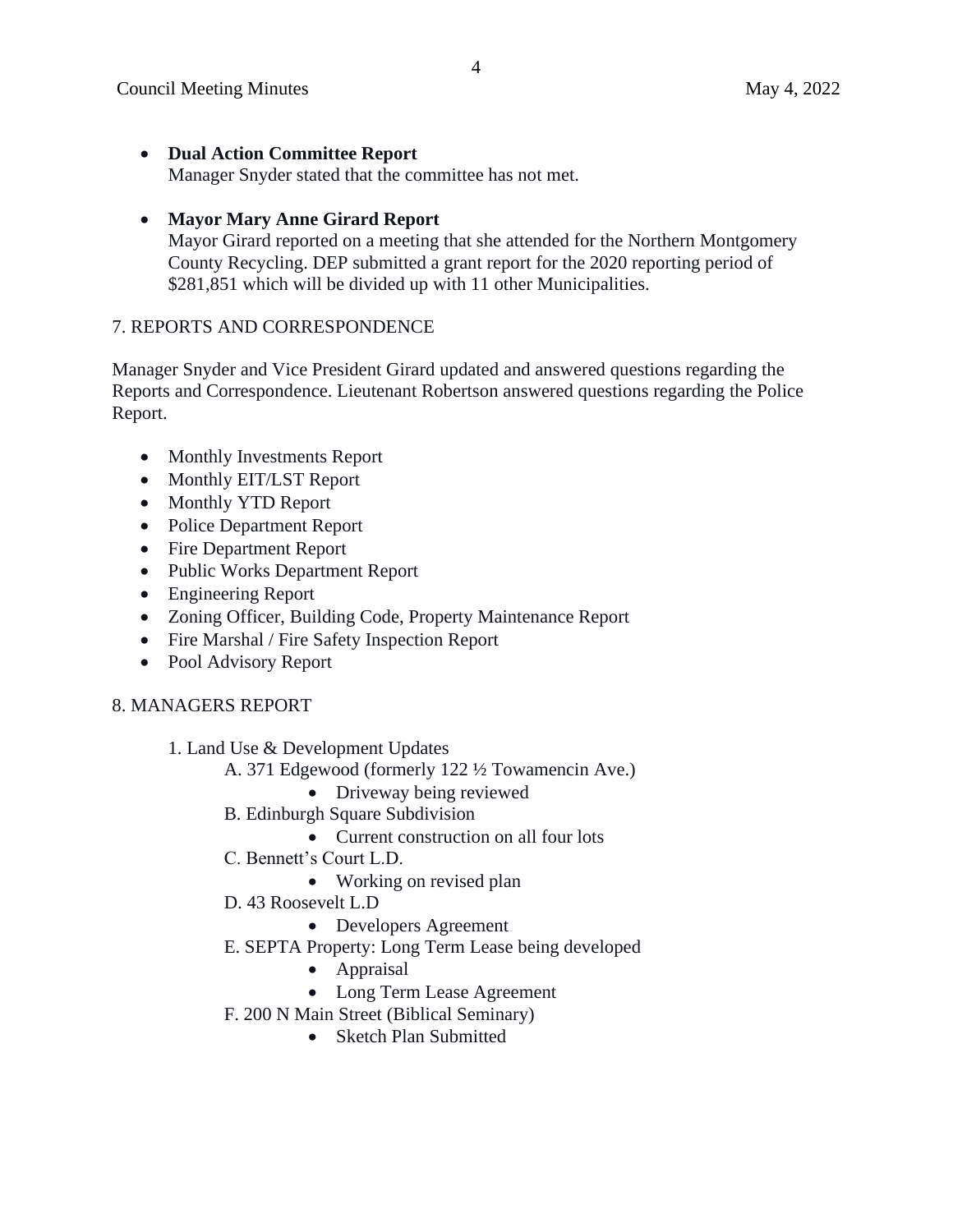- **Dual Action Committee Report**
  Manager Snyder stated that the committee has not met.

- **Mayor Mary Anne Girard Report**
  Mayor Girard reported on a meeting that she attended for the Northern Montgomery County Recycling. DEP submitted a grant report for the 2020 reporting period of $281,851 which will be divided up with 11 other Municipalities.

7. REPORTS AND CORRESPONDENCE

Manager Snyder and Vice President Girard updated and answered questions regarding the Reports and Correspondence. Lieutenant Robertson answered questions regarding the Police Report.

- Monthly Investments Report
- Monthly EIT/LST Report
- Monthly YTD Report
- Police Department Report
- Fire Department Report
- Public Works Department Report
- Engineering Report
- Zoning Officer, Building Code, Property Maintenance Report
- Fire Marshal / Fire Safety Inspection Report
- Pool Advisory Report

8. MANAGERS REPORT

1. Land Use & Development Updates
   - A. 371 Edgewood (formerly 122 ½ Towamencin Ave.)
     - Driveway being reviewed
   - B. Edinburgh Square Subdivision
     - Current construction on all four lots
   - C. Bennett's Court L.D.
     - Working on revised plan
   - D. 43 Roosevelt L.D
     - Developers Agreement
   - E. SEPTA Property: Long Term Lease being developed
     - Appraisal
     - Long Term Lease Agreement
   - F. 200 N Main Street (Biblical Seminary)
     - Sketch Plan Submitted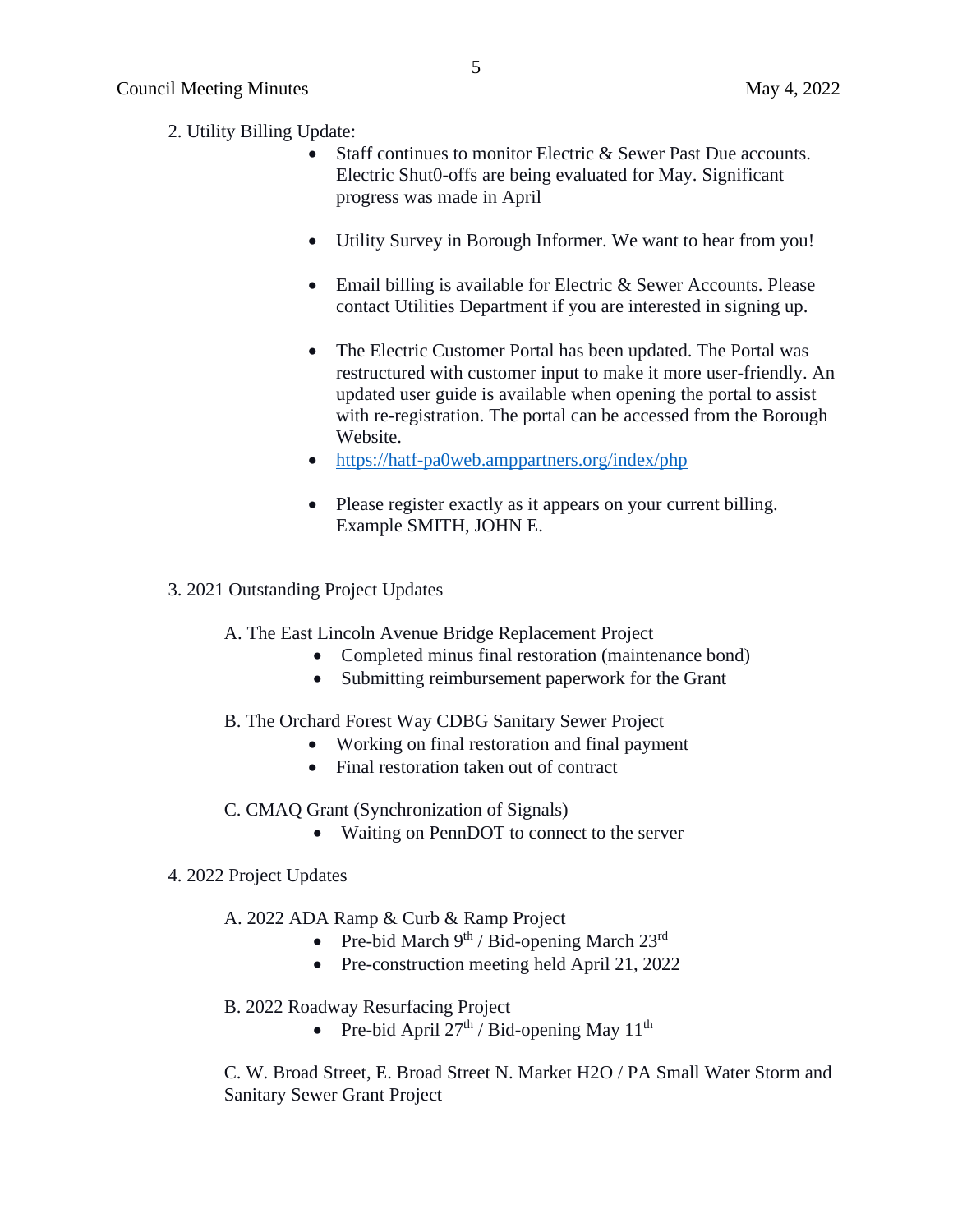2. Utility Billing Update:

- Staff continues to monitor Electric & Sewer Past Due accounts. Electric Shut0-offs are being evaluated for May. Significant progress was made in April
- Utility Survey in Borough Informer. We want to hear from you!
- Email billing is available for Electric & Sewer Accounts. Please contact Utilities Department if you are interested in signing up.
- The Electric Customer Portal has been updated. The Portal was restructured with customer input to make it more user-friendly. An updated user guide is available when opening the portal to assist with re-registration. The portal can be accessed from the Borough Website.
- https://hatf-pa0web.amppartners.org/index/php
- Please register exactly as it appears on your current billing. Example SMITH, JOHN E.

3. 2021 Outstanding Project Updates

A. The East Lincoln Avenue Bridge Replacement Project
- Completed minus final restoration (maintenance bond)
- Submitting reimbursement paperwork for the Grant

B. The Orchard Forest Way CDBG Sanitary Sewer Project
- Working on final restoration and final payment
- Final restoration taken out of contract

C. CMAQ Grant (Synchronization of Signals)
- Waiting on PennDOT to connect to the server

4. 2022 Project Updates

A. 2022 ADA Ramp & Curb & Ramp Project
- Pre-bid March 9th / Bid-opening March 23rd
- Pre-construction meeting held April 21, 2022

B. 2022 Roadway Resurfacing Project
- Pre-bid April 27th / Bid-opening May 11th

C. W. Broad Street, E. Broad Street N. Market H2O / PA Small Water Storm and Sanitary Sewer Grant Project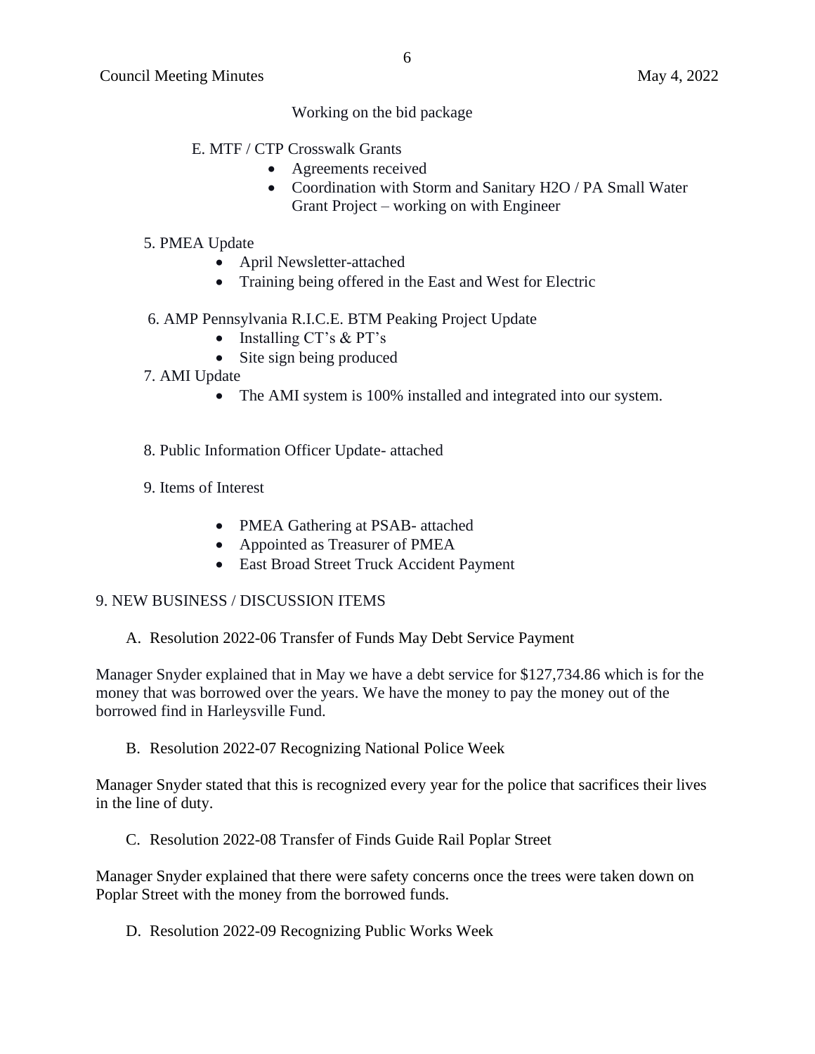Working on the bid package

E. MTF / CTP Crosswalk Grants

- Agreements received
- Coordination with Storm and Sanitary H2O / PA Small Water Grant Project – working on with Engineer

5. PMEA Update

- April Newsletter-attached
- Training being offered in the East and West for Electric

6. AMP Pennsylvania R.I.C.E. BTM Peaking Project Update

- Installing CT's & PT's
- Site sign being produced

7. AMI Update

- The AMI system is 100% installed and integrated into our system.

8. Public Information Officer Update- attached

9. Items of Interest

- PMEA Gathering at PSAB- attached
- Appointed as Treasurer of PMEA
- East Broad Street Truck Accident Payment

9. NEW BUSINESS / DISCUSSION ITEMS

A. Resolution 2022-06 Transfer of Funds May Debt Service Payment

Manager Snyder explained that in May we have a debt service for $127,734.86 which is for the money that was borrowed over the years. We have the money to pay the money out of the borrowed find in Harleysville Fund.

B. Resolution 2022-07 Recognizing National Police Week

Manager Snyder stated that this is recognized every year for the police that sacrifices their lives in the line of duty.

C. Resolution 2022-08 Transfer of Finds Guide Rail Poplar Street

Manager Snyder explained that there were safety concerns once the trees were taken down on Poplar Street with the money from the borrowed funds.

D. Resolution 2022-09 Recognizing Public Works Week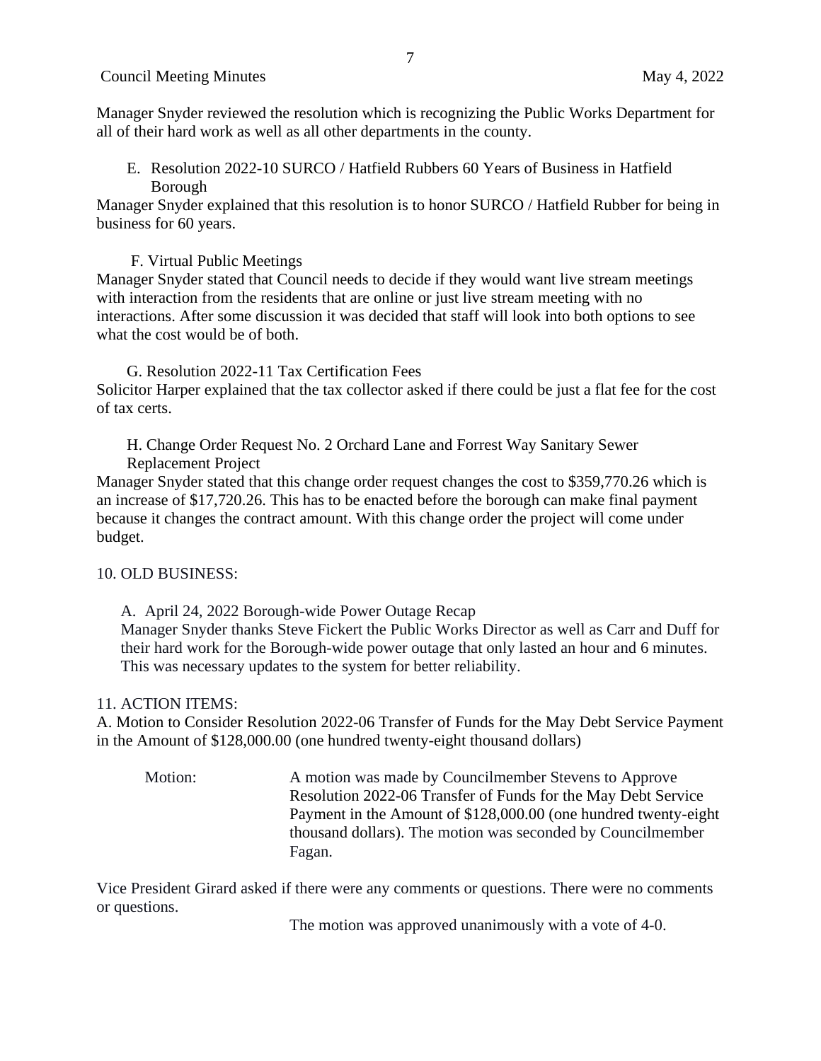Manager Snyder reviewed the resolution which is recognizing the Public Works Department for all of their hard work as well as all other departments in the county.

E. Resolution 2022-10 SURCO / Hatfield Rubbers 60 Years of Business in Hatfield Borough

Manager Snyder explained that this resolution is to honor SURCO / Hatfield Rubber for being in business for 60 years.

F. Virtual Public Meetings

Manager Snyder stated that Council needs to decide if they would want live stream meetings with interaction from the residents that are online or just live stream meeting with no interactions. After some discussion it was decided that staff will look into both options to see what the cost would be of both.

G. Resolution 2022-11 Tax Certification Fees

Solicitor Harper explained that the tax collector asked if there could be just a flat fee for the cost of tax certs.

H. Change Order Request No. 2 Orchard Lane and Forrest Way Sanitary Sewer Replacement Project

Manager Snyder stated that this change order request changes the cost to $359,770.26 which is an increase of $17,720.26. This has to be enacted before the borough can make final payment because it changes the contract amount. With this change order the project will come under budget.

10. OLD BUSINESS:

A. April 24, 2022 Borough-wide Power Outage Recap

Manager Snyder thanks Steve Fickert the Public Works Director as well as Carr and Duff for their hard work for the Borough-wide power outage that only lasted an hour and 6 minutes. This was necessary updates to the system for better reliability.

11. ACTION ITEMS:

A. Motion to Consider Resolution 2022-06 Transfer of Funds for the May Debt Service Payment in the Amount of $128,000.00 (one hundred twenty-eight thousand dollars)

Motion: A motion was made by Councilmember Stevens to Approve Resolution 2022-06 Transfer of Funds for the May Debt Service Payment in the Amount of $128,000.00 (one hundred twenty-eight thousand dollars). The motion was seconded by Councilmember Fagan.

Vice President Girard asked if there were any comments or questions. There were no comments or questions.

The motion was approved unanimously with a vote of 4-0.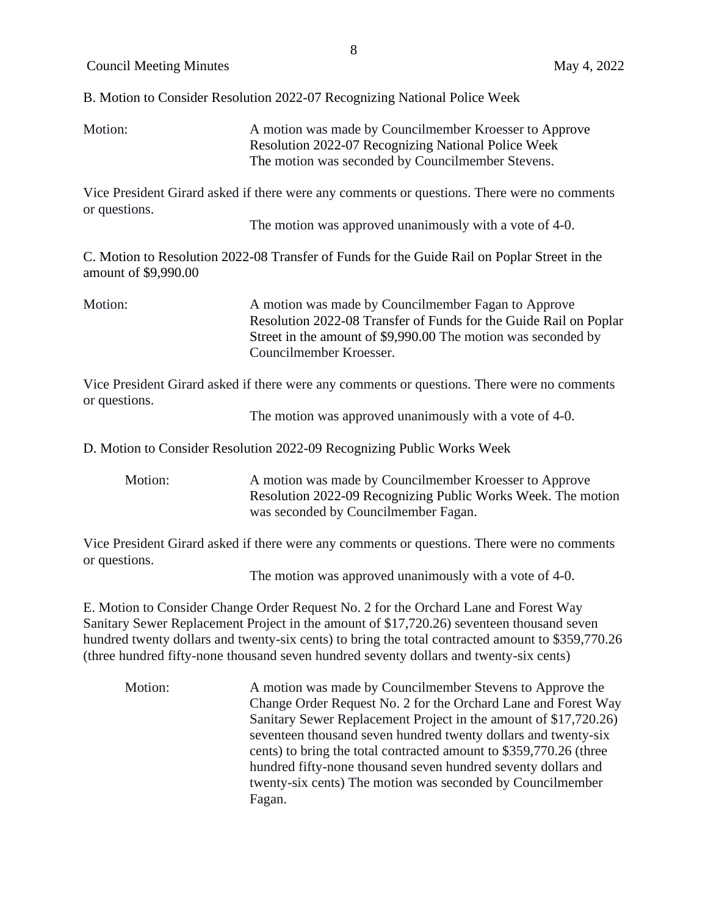B. Motion to Consider Resolution 2022-07 Recognizing National Police Week

Motion: A motion was made by Councilmember Kroesser to Approve Resolution 2022-07 Recognizing National Police Week
The motion was seconded by Councilmember Stevens.

Vice President Girard asked if there were any comments or questions. There were no comments or questions.

The motion was approved unanimously with a vote of 4-0.

C. Motion to Resolution 2022-08 Transfer of Funds for the Guide Rail on Poplar Street in the amount of $9,990.00

Motion: A motion was made by Councilmember Fagan to Approve Resolution 2022-08 Transfer of Funds for the Guide Rail on Poplar Street in the amount of $9,990.00 The motion was seconded by Councilmember Kroesser.

Vice President Girard asked if there were any comments or questions. There were no comments or questions.

The motion was approved unanimously with a vote of 4-0.

D. Motion to Consider Resolution 2022-09 Recognizing Public Works Week

Motion: A motion was made by Councilmember Kroesser to Approve Resolution 2022-09 Recognizing Public Works Week. The motion was seconded by Councilmember Fagan.

Vice President Girard asked if there were any comments or questions. There were no comments or questions.

The motion was approved unanimously with a vote of 4-0.

E. Motion to Consider Change Order Request No. 2 for the Orchard Lane and Forest Way Sanitary Sewer Replacement Project in the amount of $17,720.26) seventeen thousand seven hundred twenty dollars and twenty-six cents) to bring the total contracted amount to $359,770.26 (three hundred fifty-none thousand seven hundred seventy dollars and twenty-six cents)

Motion: A motion was made by Councilmember Stevens to Approve the Change Order Request No. 2 for the Orchard Lane and Forest Way Sanitary Sewer Replacement Project in the amount of $17,720.26) seventeen thousand seven hundred twenty dollars and twenty-six cents) to bring the total contracted amount to $359,770.26 (three hundred fifty-none thousand seven hundred seventy dollars and twenty-six cents) The motion was seconded by Councilmember Fagan.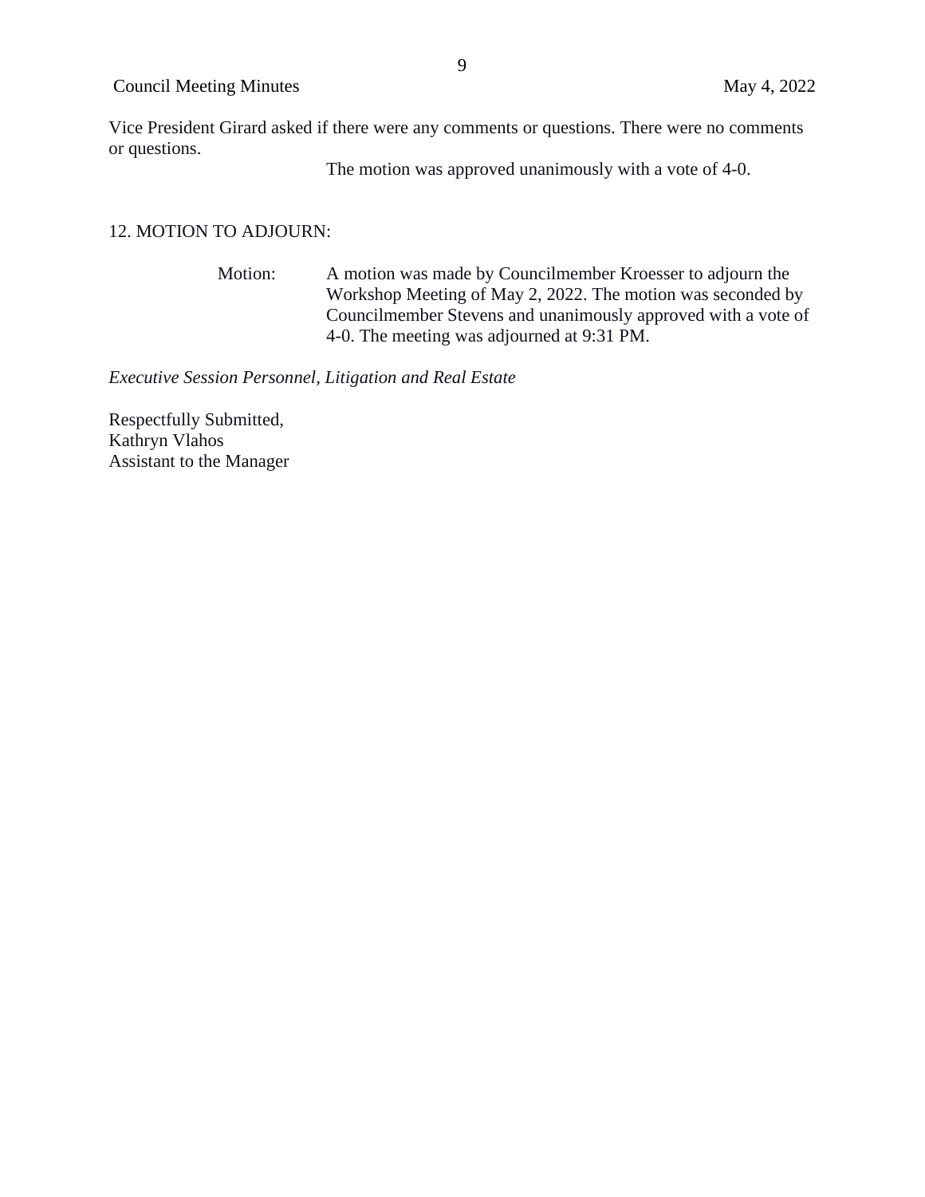Vice President Girard asked if there were any comments or questions. There were no comments or questions.

The motion was approved unanimously with a vote of 4-0.

12. MOTION TO ADJOURN:

Motion: A motion was made by Councilmember Kroesser to adjourn the Workshop Meeting of May 2, 2022. The motion was seconded by Councilmember Stevens and unanimously approved with a vote of 4-0. The meeting was adjourned at 9:31 PM.

*Executive Session Personnel, Litigation and Real Estate*

Respectfully Submitted,
Kathryn Vlahos
Assistant to the Manager